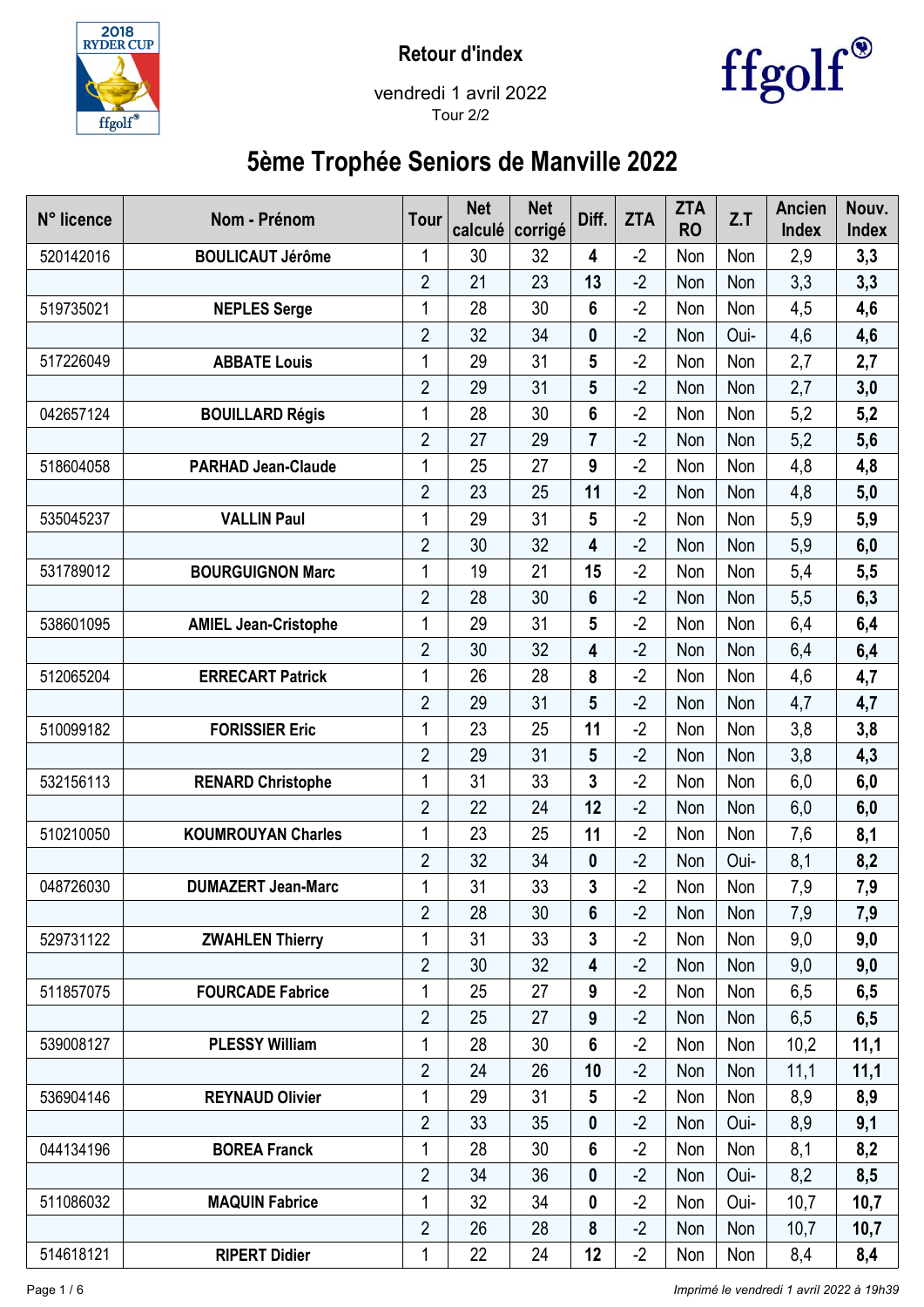Retour d'index

vendredi 1 avril 2022

Tour 2/2

# 5ème Trophée Seniors de Manville 2022

| N° licence | Nom - Prénom | Tour | Net calculé | Net corrigé | Diff. | ZTA | ZTA RO | Z.T | Ancien Index | Nouv. Index |
|---|---|---|---|---|---|---|---|---|---|---|
| 520142016 | **BOULICAUT Jérôme** | 1 | 30 | 32 | **4** | -2 | Non | Non | 2,9 | **3,3** |
| | | 2 | 21 | 23 | **13** | -2 | Non | Non | 3,3 | **3,3** |
| 519735021 | **NEPLES Serge** | 1 | 28 | 30 | **6** | -2 | Non | Non | 4,5 | **4,6** |
| | | 2 | 32 | 34 | **0** | -2 | Non | Oui- | 4,6 | **4,6** |
| 517226049 | **ABBATE Louis** | 1 | 29 | 31 | **5** | -2 | Non | Non | 2,7 | **2,7** |
| | | 2 | 29 | 31 | **5** | -2 | Non | Non | 2,7 | **3,0** |
| 042657124 | **BOUILLARD Régis** | 1 | 28 | 30 | **6** | -2 | Non | Non | 5,2 | **5,2** |
| | | 2 | 27 | 29 | **7** | -2 | Non | Non | 5,2 | **5,6** |
| 518604058 | **PARHAD Jean-Claude** | 1 | 25 | 27 | **9** | -2 | Non | Non | 4,8 | **4,8** |
| | | 2 | 23 | 25 | **11** | -2 | Non | Non | 4,8 | **5,0** |
| 535045237 | **VALLIN Paul** | 1 | 29 | 31 | **5** | -2 | Non | Non | 5,9 | **5,9** |
| | | 2 | 30 | 32 | **4** | -2 | Non | Non | 5,9 | **6,0** |
| 531789012 | **BOURGUIGNON Marc** | 1 | 19 | 21 | **15** | -2 | Non | Non | 5,4 | **5,5** |
| | | 2 | 28 | 30 | **6** | -2 | Non | Non | 5,5 | **6,3** |
| 538601095 | **AMIEL Jean-Cristophe** | 1 | 29 | 31 | **5** | -2 | Non | Non | 6,4 | **6,4** |
| | | 2 | 30 | 32 | **4** | -2 | Non | Non | 6,4 | **6,4** |
| 512065204 | **ERRECART Patrick** | 1 | 26 | 28 | **8** | -2 | Non | Non | 4,6 | **4,7** |
| | | 2 | 29 | 31 | **5** | -2 | Non | Non | 4,7 | **4,7** |
| 510099182 | **FORISSIER Eric** | 1 | 23 | 25 | **11** | -2 | Non | Non | 3,8 | **3,8** |
| | | 2 | 29 | 31 | **5** | -2 | Non | Non | 3,8 | **4,3** |
| 532156113 | **RENARD Christophe** | 1 | 31 | 33 | **3** | -2 | Non | Non | 6,0 | **6,0** |
| | | 2 | 22 | 24 | **12** | -2 | Non | Non | 6,0 | **6,0** |
| 510210050 | **KOUMROUYAN Charles** | 1 | 23 | 25 | **11** | -2 | Non | Non | 7,6 | **8,1** |
| | | 2 | 32 | 34 | **0** | -2 | Non | Oui- | 8,1 | **8,2** |
| 048726030 | **DUMAZERT Jean-Marc** | 1 | 31 | 33 | **3** | -2 | Non | Non | 7,9 | **7,9** |
| | | 2 | 28 | 30 | **6** | -2 | Non | Non | 7,9 | **7,9** |
| 529731122 | **ZWAHLEN Thierry** | 1 | 31 | 33 | **3** | -2 | Non | Non | 9,0 | **9,0** |
| | | 2 | 30 | 32 | **4** | -2 | Non | Non | 9,0 | **9,0** |
| 511857075 | **FOURCADE Fabrice** | 1 | 25 | 27 | **9** | -2 | Non | Non | 6,5 | **6,5** |
| | | 2 | 25 | 27 | **9** | -2 | Non | Non | 6,5 | **6,5** |
| 539008127 | **PLESSY William** | 1 | 28 | 30 | **6** | -2 | Non | Non | 10,2 | **11,1** |
| | | 2 | 24 | 26 | **10** | -2 | Non | Non | 11,1 | **11,1** |
| 536904146 | **REYNAUD Olivier** | 1 | 29 | 31 | **5** | -2 | Non | Non | 8,9 | **8,9** |
| | | 2 | 33 | 35 | **0** | -2 | Non | Oui- | 8,9 | **9,1** |
| 044134196 | **BOREA Franck** | 1 | 28 | 30 | **6** | -2 | Non | Non | 8,1 | **8,2** |
| | | 2 | 34 | 36 | **0** | -2 | Non | Oui- | 8,2 | **8,5** |
| 511086032 | **MAQUIN Fabrice** | 1 | 32 | 34 | **0** | -2 | Non | Oui- | 10,7 | **10,7** |
| | | 2 | 26 | 28 | **8** | -2 | Non | Non | 10,7 | **10,7** |
| 514618121 | **RIPERT Didier** | 1 | 22 | 24 | **12** | -2 | Non | Non | 8,4 | **8,4** |

*Imprimé le vendredi 1 avril 2022 à 19h39*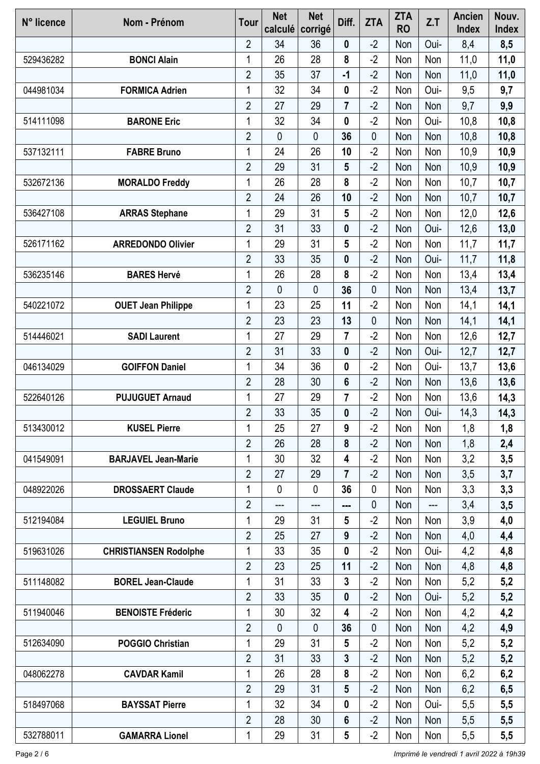| N° licence | Nom - Prénom | Tour | Net calculé | Net corrigé | Diff. | ZTA | ZTA RO | Z.T | Ancien Index | Nouv. Index |
|---|---|---|---|---|---|---|---|---|---|---|
| | | 2 | 34 | 36 | **0** | -2 | Non | Oui- | 8,4 | **8,5** |
| 529436282 | **BONCI Alain** | 1 | 26 | 28 | **8** | -2 | Non | Non | 11,0 | **11,0** |
| | | 2 | 35 | 37 | **-1** | -2 | Non | Non | 11,0 | **11,0** |
| 044981034 | **FORMICA Adrien** | 1 | 32 | 34 | **0** | -2 | Non | Oui- | 9,5 | **9,7** |
| | | 2 | 27 | 29 | **7** | -2 | Non | Non | 9,7 | **9,9** |
| 514111098 | **BARONE Eric** | 1 | 32 | 34 | **0** | -2 | Non | Oui- | 10,8 | **10,8** |
| | | 2 | 0 | 0 | **36** | 0 | Non | Non | 10,8 | **10,8** |
| 537132111 | **FABRE Bruno** | 1 | 24 | 26 | **10** | -2 | Non | Non | 10,9 | **10,9** |
| | | 2 | 29 | 31 | **5** | -2 | Non | Non | 10,9 | **10,9** |
| 532672136 | **MORALDO Freddy** | 1 | 26 | 28 | **8** | -2 | Non | Non | 10,7 | **10,7** |
| | | 2 | 24 | 26 | **10** | -2 | Non | Non | 10,7 | **10,7** |
| 536427108 | **ARRAS Stephane** | 1 | 29 | 31 | **5** | -2 | Non | Non | 12,0 | **12,6** |
| | | 2 | 31 | 33 | **0** | -2 | Non | Oui- | 12,6 | **13,0** |
| 526171162 | **ARREDONDO Olivier** | 1 | 29 | 31 | **5** | -2 | Non | Non | 11,7 | **11,7** |
| | | 2 | 33 | 35 | **0** | -2 | Non | Oui- | 11,7 | **11,8** |
| 536235146 | **BARES Hervé** | 1 | 26 | 28 | **8** | -2 | Non | Non | 13,4 | **13,4** |
| | | 2 | 0 | 0 | **36** | 0 | Non | Non | 13,4 | **13,7** |
| 540221072 | **OUET Jean Philippe** | 1 | 23 | 25 | **11** | -2 | Non | Non | 14,1 | **14,1** |
| | | 2 | 23 | 23 | **13** | 0 | Non | Non | 14,1 | **14,1** |
| 514446021 | **SADI Laurent** | 1 | 27 | 29 | **7** | -2 | Non | Non | 12,6 | **12,7** |
| | | 2 | 31 | 33 | **0** | -2 | Non | Oui- | 12,7 | **12,7** |
| 046134029 | **GOIFFON Daniel** | 1 | 34 | 36 | **0** | -2 | Non | Oui- | 13,7 | **13,6** |
| | | 2 | 28 | 30 | **6** | -2 | Non | Non | 13,6 | **13,6** |
| 522640126 | **PUJUGUET Arnaud** | 1 | 27 | 29 | **7** | -2 | Non | Non | 13,6 | **14,3** |
| | | 2 | 33 | 35 | **0** | -2 | Non | Oui- | 14,3 | **14,3** |
| 513430012 | **KUSEL Pierre** | 1 | 25 | 27 | **9** | -2 | Non | Non | 1,8 | **1,8** |
| | | 2 | 26 | 28 | **8** | -2 | Non | Non | 1,8 | **2,4** |
| 041549091 | **BARJAVEL Jean-Marie** | 1 | 30 | 32 | **4** | -2 | Non | Non | 3,2 | **3,5** |
| | | 2 | 27 | 29 | **7** | -2 | Non | Non | 3,5 | **3,7** |
| 048922026 | **DROSSAERT Claude** | 1 | 0 | 0 | **36** | 0 | Non | Non | 3,3 | **3,3** |
| | | 2 | --- | --- | **---** | 0 | Non | --- | 3,4 | **3,5** |
| 512194084 | **LEGUIEL Bruno** | 1 | 29 | 31 | **5** | -2 | Non | Non | 3,9 | **4,0** |
| | | 2 | 25 | 27 | **9** | -2 | Non | Non | 4,0 | **4,4** |
| 519631026 | **CHRISTIANSEN Rodolphe** | 1 | 33 | 35 | **0** | -2 | Non | Oui- | 4,2 | **4,8** |
| | | 2 | 23 | 25 | **11** | -2 | Non | Non | 4,8 | **4,8** |
| 511148082 | **BOREL Jean-Claude** | 1 | 31 | 33 | **3** | -2 | Non | Non | 5,2 | **5,2** |
| | | 2 | 33 | 35 | **0** | -2 | Non | Oui- | 5,2 | **5,2** |
| 511940046 | **BENOISTE Fréderic** | 1 | 30 | 32 | **4** | -2 | Non | Non | 4,2 | **4,2** |
| | | 2 | 0 | 0 | **36** | 0 | Non | Non | 4,2 | **4,9** |
| 512634090 | **POGGIO Christian** | 1 | 29 | 31 | **5** | -2 | Non | Non | 5,2 | **5,2** |
| | | 2 | 31 | 33 | **3** | -2 | Non | Non | 5,2 | **5,2** |
| 048062278 | **CAVDAR Kamil** | 1 | 26 | 28 | **8** | -2 | Non | Non | 6,2 | **6,2** |
| | | 2 | 29 | 31 | **5** | -2 | Non | Non | 6,2 | **6,5** |
| 518497068 | **BAYSSAT Pierre** | 1 | 32 | 34 | **0** | -2 | Non | Oui- | 5,5 | **5,5** |
| | | 2 | 28 | 30 | **6** | -2 | Non | Non | 5,5 | **5,5** |
| 532788011 | **GAMARRA Lionel** | 1 | 29 | 31 | **5** | -2 | Non | Non | 5,5 | **5,5** |

*Imprimé le vendredi 1 avril 2022 à 19h39*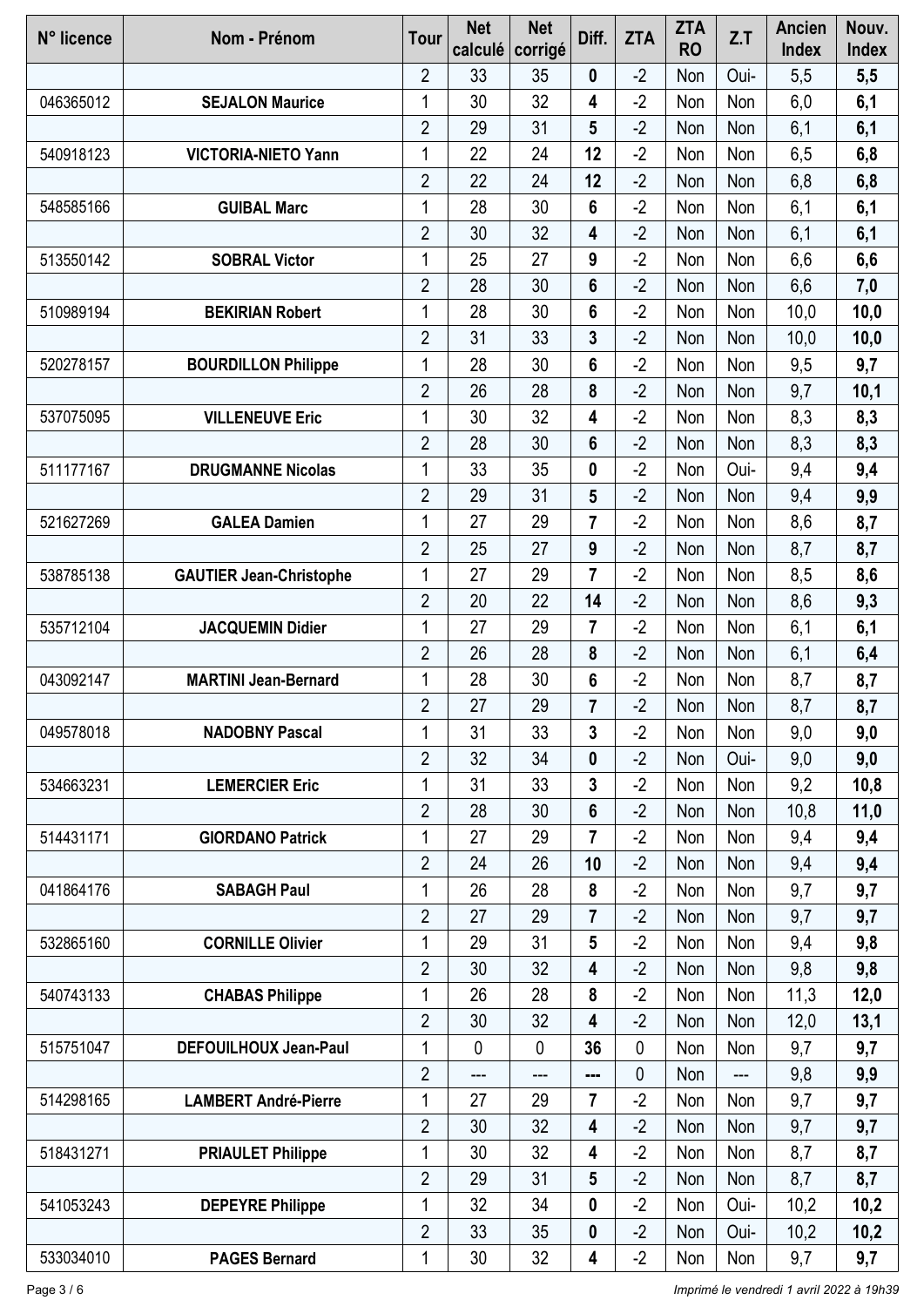| N° licence | Nom - Prénom | Tour | Net calculé | Net corrigé | Diff. | ZTA | ZTA RO | Z.T | Ancien Index | Nouv. Index |
|---|---|---|---|---|---|---|---|---|---|---|
| | | 2 | 33 | 35 | **0** | -2 | Non | Oui- | 5,5 | **5,5** |
| 046365012 | **SEJALON Maurice** | 1 | 30 | 32 | **4** | -2 | Non | Non | 6,0 | **6,1** |
| | | 2 | 29 | 31 | **5** | -2 | Non | Non | 6,1 | **6,1** |
| 540918123 | **VICTORIA-NIETO Yann** | 1 | 22 | 24 | **12** | -2 | Non | Non | 6,5 | **6,8** |
| | | 2 | 22 | 24 | **12** | -2 | Non | Non | 6,8 | **6,8** |
| 548585166 | **GUIBAL Marc** | 1 | 28 | 30 | **6** | -2 | Non | Non | 6,1 | **6,1** |
| | | 2 | 30 | 32 | **4** | -2 | Non | Non | 6,1 | **6,1** |
| 513550142 | **SOBRAL Victor** | 1 | 25 | 27 | **9** | -2 | Non | Non | 6,6 | **6,6** |
| | | 2 | 28 | 30 | **6** | -2 | Non | Non | 6,6 | **7,0** |
| 510989194 | **BEKIRIAN Robert** | 1 | 28 | 30 | **6** | -2 | Non | Non | 10,0 | **10,0** |
| | | 2 | 31 | 33 | **3** | -2 | Non | Non | 10,0 | **10,0** |
| 520278157 | **BOURDILLON Philippe** | 1 | 28 | 30 | **6** | -2 | Non | Non | 9,5 | **9,7** |
| | | 2 | 26 | 28 | **8** | -2 | Non | Non | 9,7 | **10,1** |
| 537075095 | **VILLENEUVE Eric** | 1 | 30 | 32 | **4** | -2 | Non | Non | 8,3 | **8,3** |
| | | 2 | 28 | 30 | **6** | -2 | Non | Non | 8,3 | **8,3** |
| 511177167 | **DRUGMANNE Nicolas** | 1 | 33 | 35 | **0** | -2 | Non | Oui- | 9,4 | **9,4** |
| | | 2 | 29 | 31 | **5** | -2 | Non | Non | 9,4 | **9,9** |
| 521627269 | **GALEA Damien** | 1 | 27 | 29 | **7** | -2 | Non | Non | 8,6 | **8,7** |
| | | 2 | 25 | 27 | **9** | -2 | Non | Non | 8,7 | **8,7** |
| 538785138 | **GAUTIER Jean-Christophe** | 1 | 27 | 29 | **7** | -2 | Non | Non | 8,5 | **8,6** |
| | | 2 | 20 | 22 | **14** | -2 | Non | Non | 8,6 | **9,3** |
| 535712104 | **JACQUEMIN Didier** | 1 | 27 | 29 | **7** | -2 | Non | Non | 6,1 | **6,1** |
| | | 2 | 26 | 28 | **8** | -2 | Non | Non | 6,1 | **6,4** |
| 043092147 | **MARTINI Jean-Bernard** | 1 | 28 | 30 | **6** | -2 | Non | Non | 8,7 | **8,7** |
| | | 2 | 27 | 29 | **7** | -2 | Non | Non | 8,7 | **8,7** |
| 049578018 | **NADOBNY Pascal** | 1 | 31 | 33 | **3** | -2 | Non | Non | 9,0 | **9,0** |
| | | 2 | 32 | 34 | **0** | -2 | Non | Oui- | 9,0 | **9,0** |
| 534663231 | **LEMERCIER Eric** | 1 | 31 | 33 | **3** | -2 | Non | Non | 9,2 | **10,8** |
| | | 2 | 28 | 30 | **6** | -2 | Non | Non | 10,8 | **11,0** |
| 514431171 | **GIORDANO Patrick** | 1 | 27 | 29 | **7** | -2 | Non | Non | 9,4 | **9,4** |
| | | 2 | 24 | 26 | **10** | -2 | Non | Non | 9,4 | **9,4** |
| 041864176 | **SABAGH Paul** | 1 | 26 | 28 | **8** | -2 | Non | Non | 9,7 | **9,7** |
| | | 2 | 27 | 29 | **7** | -2 | Non | Non | 9,7 | **9,7** |
| 532865160 | **CORNILLE Olivier** | 1 | 29 | 31 | **5** | -2 | Non | Non | 9,4 | **9,8** |
| | | 2 | 30 | 32 | **4** | -2 | Non | Non | 9,8 | **9,8** |
| 540743133 | **CHABAS Philippe** | 1 | 26 | 28 | **8** | -2 | Non | Non | 11,3 | **12,0** |
| | | 2 | 30 | 32 | **4** | -2 | Non | Non | 12,0 | **13,1** |
| 515751047 | **DEFOUILHOUX Jean-Paul** | 1 | 0 | 0 | **36** | 0 | Non | Non | 9,7 | **9,7** |
| | | 2 | --- | --- | **---** | 0 | Non | --- | 9,8 | **9,9** |
| 514298165 | **LAMBERT André-Pierre** | 1 | 27 | 29 | **7** | -2 | Non | Non | 9,7 | **9,7** |
| | | 2 | 30 | 32 | **4** | -2 | Non | Non | 9,7 | **9,7** |
| 518431271 | **PRIAULET Philippe** | 1 | 30 | 32 | **4** | -2 | Non | Non | 8,7 | **8,7** |
| | | 2 | 29 | 31 | **5** | -2 | Non | Non | 8,7 | **8,7** |
| 541053243 | **DEPEYRE Philippe** | 1 | 32 | 34 | **0** | -2 | Non | Oui- | 10,2 | **10,2** |
| | | 2 | 33 | 35 | **0** | -2 | Non | Oui- | 10,2 | **10,2** |
| 533034010 | **PAGES Bernard** | 1 | 30 | 32 | **4** | -2 | Non | Non | 9,7 | **9,7** |

*Imprimé le vendredi 1 avril 2022 à 19h39*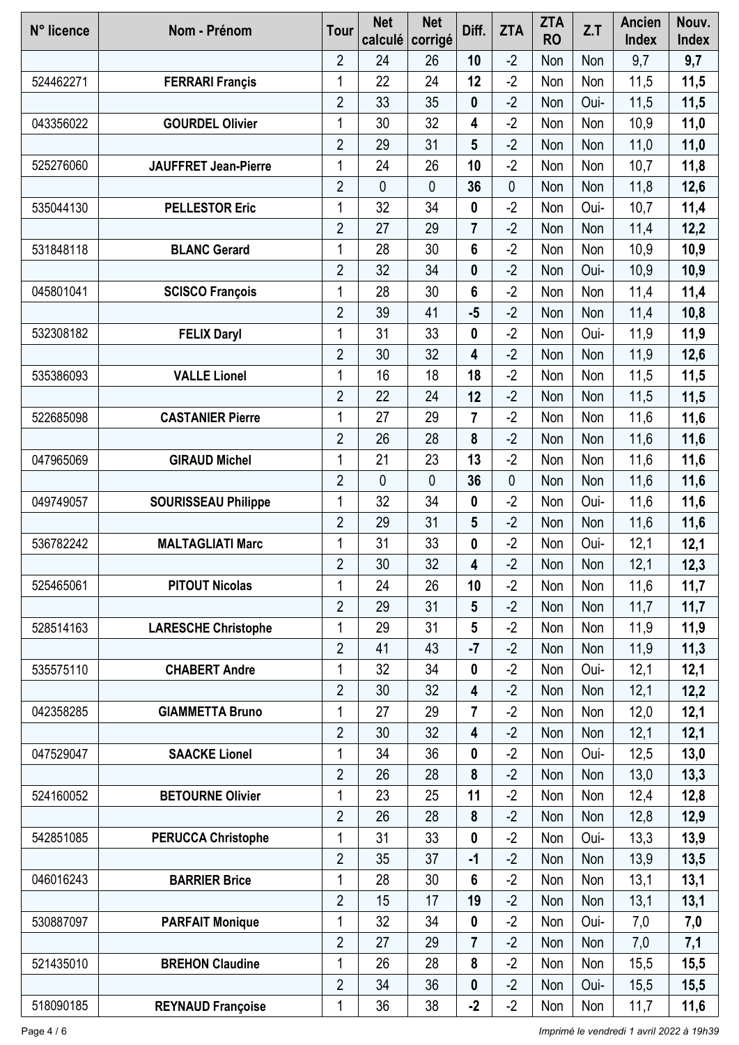| N° licence | Nom - Prénom | Tour | Net calculé | Net corrigé | Diff. | ZTA | ZTA RO | Z.T | Ancien Index | Nouv. Index |
|---|---|---|---|---|---|---|---|---|---|---|
| | | 2 | 24 | 26 | **10** | -2 | Non | Non | 9,7 | **9,7** |
| 524462271 | **FERRARI Françis** | 1 | 22 | 24 | **12** | -2 | Non | Non | 11,5 | **11,5** |
| | | 2 | 33 | 35 | **0** | -2 | Non | Oui- | 11,5 | **11,5** |
| 043356022 | **GOURDEL Olivier** | 1 | 30 | 32 | **4** | -2 | Non | Non | 10,9 | **11,0** |
| | | 2 | 29 | 31 | **5** | -2 | Non | Non | 11,0 | **11,0** |
| 525276060 | **JAUFFRET Jean-Pierre** | 1 | 24 | 26 | **10** | -2 | Non | Non | 10,7 | **11,8** |
| | | 2 | 0 | 0 | **36** | 0 | Non | Non | 11,8 | **12,6** |
| 535044130 | **PELLESTOR Eric** | 1 | 32 | 34 | **0** | -2 | Non | Oui- | 10,7 | **11,4** |
| | | 2 | 27 | 29 | **7** | -2 | Non | Non | 11,4 | **12,2** |
| 531848118 | **BLANC Gerard** | 1 | 28 | 30 | **6** | -2 | Non | Non | 10,9 | **10,9** |
| | | 2 | 32 | 34 | **0** | -2 | Non | Oui- | 10,9 | **10,9** |
| 045801041 | **SCISCO François** | 1 | 28 | 30 | **6** | -2 | Non | Non | 11,4 | **11,4** |
| | | 2 | 39 | 41 | **-5** | -2 | Non | Non | 11,4 | **10,8** |
| 532308182 | **FELIX Daryl** | 1 | 31 | 33 | **0** | -2 | Non | Oui- | 11,9 | **11,9** |
| | | 2 | 30 | 32 | **4** | -2 | Non | Non | 11,9 | **12,6** |
| 535386093 | **VALLE Lionel** | 1 | 16 | 18 | **18** | -2 | Non | Non | 11,5 | **11,5** |
| | | 2 | 22 | 24 | **12** | -2 | Non | Non | 11,5 | **11,5** |
| 522685098 | **CASTANIER Pierre** | 1 | 27 | 29 | **7** | -2 | Non | Non | 11,6 | **11,6** |
| | | 2 | 26 | 28 | **8** | -2 | Non | Non | 11,6 | **11,6** |
| 047965069 | **GIRAUD Michel** | 1 | 21 | 23 | **13** | -2 | Non | Non | 11,6 | **11,6** |
| | | 2 | 0 | 0 | **36** | 0 | Non | Non | 11,6 | **11,6** |
| 049749057 | **SOURISSEAU Philippe** | 1 | 32 | 34 | **0** | -2 | Non | Oui- | 11,6 | **11,6** |
| | | 2 | 29 | 31 | **5** | -2 | Non | Non | 11,6 | **11,6** |
| 536782242 | **MALTAGLIATI Marc** | 1 | 31 | 33 | **0** | -2 | Non | Oui- | 12,1 | **12,1** |
| | | 2 | 30 | 32 | **4** | -2 | Non | Non | 12,1 | **12,3** |
| 525465061 | **PITOUT Nicolas** | 1 | 24 | 26 | **10** | -2 | Non | Non | 11,6 | **11,7** |
| | | 2 | 29 | 31 | **5** | -2 | Non | Non | 11,7 | **11,7** |
| 528514163 | **LARESCHE Christophe** | 1 | 29 | 31 | **5** | -2 | Non | Non | 11,9 | **11,9** |
| | | 2 | 41 | 43 | **-7** | -2 | Non | Non | 11,9 | **11,3** |
| 535575110 | **CHABERT Andre** | 1 | 32 | 34 | **0** | -2 | Non | Oui- | 12,1 | **12,1** |
| | | 2 | 30 | 32 | **4** | -2 | Non | Non | 12,1 | **12,2** |
| 042358285 | **GIAMMETTA Bruno** | 1 | 27 | 29 | **7** | -2 | Non | Non | 12,0 | **12,1** |
| | | 2 | 30 | 32 | **4** | -2 | Non | Non | 12,1 | **12,1** |
| 047529047 | **SAACKE Lionel** | 1 | 34 | 36 | **0** | -2 | Non | Oui- | 12,5 | **13,0** |
| | | 2 | 26 | 28 | **8** | -2 | Non | Non | 13,0 | **13,3** |
| 524160052 | **BETOURNE Olivier** | 1 | 23 | 25 | **11** | -2 | Non | Non | 12,4 | **12,8** |
| | | 2 | 26 | 28 | **8** | -2 | Non | Non | 12,8 | **12,9** |
| 542851085 | **PERUCCA Christophe** | 1 | 31 | 33 | **0** | -2 | Non | Oui- | 13,3 | **13,9** |
| | | 2 | 35 | 37 | **-1** | -2 | Non | Non | 13,9 | **13,5** |
| 046016243 | **BARRIER Brice** | 1 | 28 | 30 | **6** | -2 | Non | Non | 13,1 | **13,1** |
| | | 2 | 15 | 17 | **19** | -2 | Non | Non | 13,1 | **13,1** |
| 530887097 | **PARFAIT Monique** | 1 | 32 | 34 | **0** | -2 | Non | Oui- | 7,0 | **7,0** |
| | | 2 | 27 | 29 | **7** | -2 | Non | Non | 7,0 | **7,1** |
| 521435010 | **BREHON Claudine** | 1 | 26 | 28 | **8** | -2 | Non | Non | 15,5 | **15,5** |
| | | 2 | 34 | 36 | **0** | -2 | Non | Oui- | 15,5 | **15,5** |
| 518090185 | **REYNAUD Françoise** | 1 | 36 | 38 | **-2** | -2 | Non | Non | 11,7 | **11,6** |

*Imprimé le vendredi 1 avril 2022 à 19h39*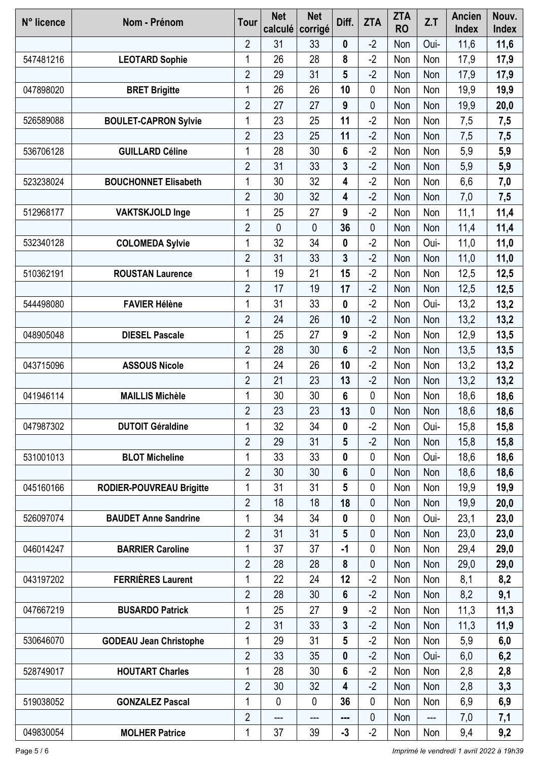| N° licence | Nom - Prénom | Tour | Net calculé | Net corrigé | Diff. | ZTA | ZTA RO | Z.T | Ancien Index | Nouv. Index |
|---|---|---|---|---|---|---|---|---|---|---|
| | | 2 | 31 | 33 | **0** | -2 | Non | Oui- | 11,6 | **11,6** |
| 547481216 | **LEOTARD Sophie** | 1 | 26 | 28 | **8** | -2 | Non | Non | 17,9 | **17,9** |
| | | 2 | 29 | 31 | **5** | -2 | Non | Non | 17,9 | **17,9** |
| 047898020 | **BRET Brigitte** | 1 | 26 | 26 | **10** | 0 | Non | Non | 19,9 | **19,9** |
| | | 2 | 27 | 27 | **9** | 0 | Non | Non | 19,9 | **20,0** |
| 526589088 | **BOULET-CAPRON Sylvie** | 1 | 23 | 25 | **11** | -2 | Non | Non | 7,5 | **7,5** |
| | | 2 | 23 | 25 | **11** | -2 | Non | Non | 7,5 | **7,5** |
| 536706128 | **GUILLARD Céline** | 1 | 28 | 30 | **6** | -2 | Non | Non | 5,9 | **5,9** |
| | | 2 | 31 | 33 | **3** | -2 | Non | Non | 5,9 | **5,9** |
| 523238024 | **BOUCHONNET Elisabeth** | 1 | 30 | 32 | **4** | -2 | Non | Non | 6,6 | **7,0** |
| | | 2 | 30 | 32 | **4** | -2 | Non | Non | 7,0 | **7,5** |
| 512968177 | **VAKTSKJOLD Inge** | 1 | 25 | 27 | **9** | -2 | Non | Non | 11,1 | **11,4** |
| | | 2 | 0 | 0 | **36** | 0 | Non | Non | 11,4 | **11,4** |
| 532340128 | **COLOMEDA Sylvie** | 1 | 32 | 34 | **0** | -2 | Non | Oui- | 11,0 | **11,0** |
| | | 2 | 31 | 33 | **3** | -2 | Non | Non | 11,0 | **11,0** |
| 510362191 | **ROUSTAN Laurence** | 1 | 19 | 21 | **15** | -2 | Non | Non | 12,5 | **12,5** |
| | | 2 | 17 | 19 | **17** | -2 | Non | Non | 12,5 | **12,5** |
| 544498080 | **FAVIER Hélène** | 1 | 31 | 33 | **0** | -2 | Non | Oui- | 13,2 | **13,2** |
| | | 2 | 24 | 26 | **10** | -2 | Non | Non | 13,2 | **13,2** |
| 048905048 | **DIESEL Pascale** | 1 | 25 | 27 | **9** | -2 | Non | Non | 12,9 | **13,5** |
| | | 2 | 28 | 30 | **6** | -2 | Non | Non | 13,5 | **13,5** |
| 043715096 | **ASSOUS Nicole** | 1 | 24 | 26 | **10** | -2 | Non | Non | 13,2 | **13,2** |
| | | 2 | 21 | 23 | **13** | -2 | Non | Non | 13,2 | **13,2** |
| 041946114 | **MAILLIS Michèle** | 1 | 30 | 30 | **6** | 0 | Non | Non | 18,6 | **18,6** |
| | | 2 | 23 | 23 | **13** | 0 | Non | Non | 18,6 | **18,6** |
| 047987302 | **DUTOIT Géraldine** | 1 | 32 | 34 | **0** | -2 | Non | Oui- | 15,8 | **15,8** |
| | | 2 | 29 | 31 | **5** | -2 | Non | Non | 15,8 | **15,8** |
| 531001013 | **BLOT Micheline** | 1 | 33 | 33 | **0** | 0 | Non | Oui- | 18,6 | **18,6** |
| | | 2 | 30 | 30 | **6** | 0 | Non | Non | 18,6 | **18,6** |
| 045160166 | **RODIER-POUVREAU Brigitte** | 1 | 31 | 31 | **5** | 0 | Non | Non | 19,9 | **19,9** |
| | | 2 | 18 | 18 | **18** | 0 | Non | Non | 19,9 | **20,0** |
| 526097074 | **BAUDET Anne Sandrine** | 1 | 34 | 34 | **0** | 0 | Non | Oui- | 23,1 | **23,0** |
| | | 2 | 31 | 31 | **5** | 0 | Non | Non | 23,0 | **23,0** |
| 046014247 | **BARRIER Caroline** | 1 | 37 | 37 | **-1** | 0 | Non | Non | 29,4 | **29,0** |
| | | 2 | 28 | 28 | **8** | 0 | Non | Non | 29,0 | **29,0** |
| 043197202 | **FERRIÈRES Laurent** | 1 | 22 | 24 | **12** | -2 | Non | Non | 8,1 | **8,2** |
| | | 2 | 28 | 30 | **6** | -2 | Non | Non | 8,2 | **9,1** |
| 047667219 | **BUSARDO Patrick** | 1 | 25 | 27 | **9** | -2 | Non | Non | 11,3 | **11,3** |
| | | 2 | 31 | 33 | **3** | -2 | Non | Non | 11,3 | **11,9** |
| 530646070 | **GODEAU Jean Christophe** | 1 | 29 | 31 | **5** | -2 | Non | Non | 5,9 | **6,0** |
| | | 2 | 33 | 35 | **0** | -2 | Non | Oui- | 6,0 | **6,2** |
| 528749017 | **HOUTART Charles** | 1 | 28 | 30 | **6** | -2 | Non | Non | 2,8 | **2,8** |
| | | 2 | 30 | 32 | **4** | -2 | Non | Non | 2,8 | **3,3** |
| 519038052 | **GONZALEZ Pascal** | 1 | 0 | 0 | **36** | 0 | Non | Non | 6,9 | **6,9** |
| | | 2 | --- | --- | **---** | 0 | Non | --- | 7,0 | **7,1** |
| 049830054 | **MOLHER Patrice** | 1 | 37 | 39 | **-3** | -2 | Non | Non | 9,4 | **9,2** |

*Imprimé le vendredi 1 avril 2022 à 19h39*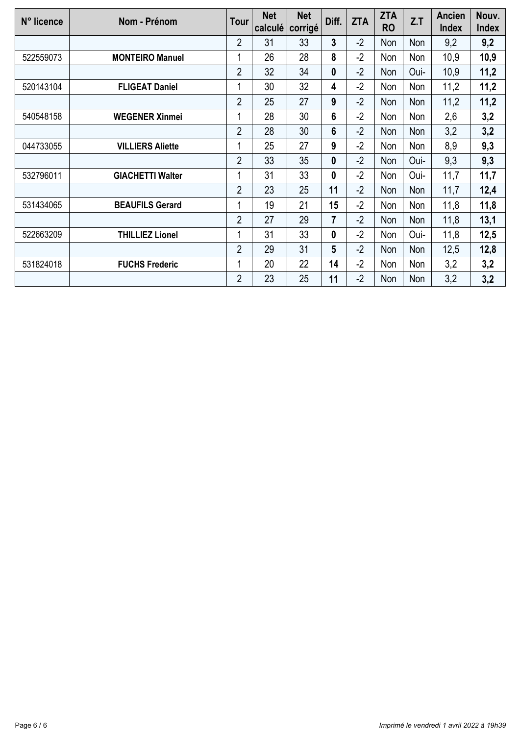| N° licence | Nom - Prénom | Tour | Net calculé | Net corrigé | Diff. | ZTA | ZTA RO | Z.T | Ancien Index | Nouv. Index |
|---|---|---|---|---|---|---|---|---|---|---|
| | | 2 | 31 | 33 | **3** | -2 | Non | Non | 9,2 | **9,2** |
| 522559073 | **MONTEIRO Manuel** | 1 | 26 | 28 | **8** | -2 | Non | Non | 10,9 | **10,9** |
| | | 2 | 32 | 34 | **0** | -2 | Non | Oui- | 10,9 | **11,2** |
| 520143104 | **FLIGEAT Daniel** | 1 | 30 | 32 | **4** | -2 | Non | Non | 11,2 | **11,2** |
| | | 2 | 25 | 27 | **9** | -2 | Non | Non | 11,2 | **11,2** |
| 540548158 | **WEGENER Xinmei** | 1 | 28 | 30 | **6** | -2 | Non | Non | 2,6 | **3,2** |
| | | 2 | 28 | 30 | **6** | -2 | Non | Non | 3,2 | **3,2** |
| 044733055 | **VILLIERS Aliette** | 1 | 25 | 27 | **9** | -2 | Non | Non | 8,9 | **9,3** |
| | | 2 | 33 | 35 | **0** | -2 | Non | Oui- | 9,3 | **9,3** |
| 532796011 | **GIACHETTI Walter** | 1 | 31 | 33 | **0** | -2 | Non | Oui- | 11,7 | **11,7** |
| | | 2 | 23 | 25 | **11** | -2 | Non | Non | 11,7 | **12,4** |
| 531434065 | **BEAUFILS Gerard** | 1 | 19 | 21 | **15** | -2 | Non | Non | 11,8 | **11,8** |
| | | 2 | 27 | 29 | **7** | -2 | Non | Non | 11,8 | **13,1** |
| 522663209 | **THILLIEZ Lionel** | 1 | 31 | 33 | **0** | -2 | Non | Oui- | 11,8 | **12,5** |
| | | 2 | 29 | 31 | **5** | -2 | Non | Non | 12,5 | **12,8** |
| 531824018 | **FUCHS Frederic** | 1 | 20 | 22 | **14** | -2 | Non | Non | 3,2 | **3,2** |
| | | 2 | 23 | 25 | **11** | -2 | Non | Non | 3,2 | **3,2** |

*Imprimé le vendredi 1 avril 2022 à 19h39*